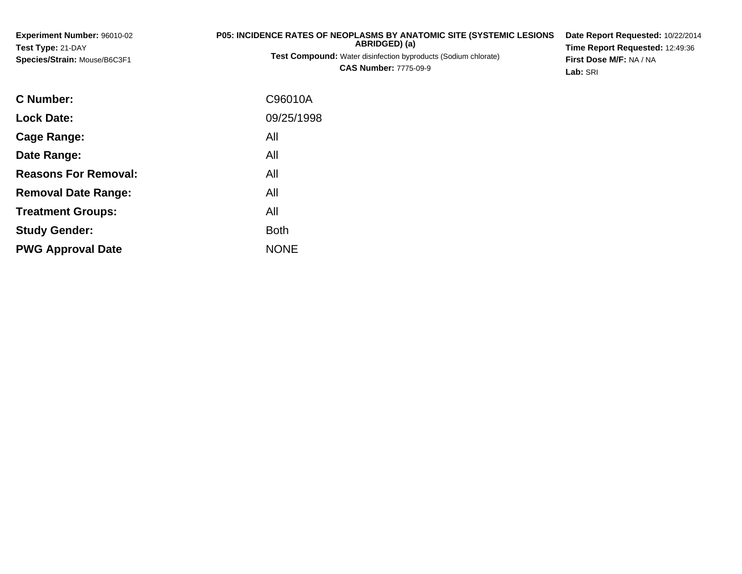**Experiment Number:** 96010-02
**Test Type:** 21-DAY
**Species/Strain:** Mouse/B6C3F1

**P05: INCIDENCE RATES OF NEOPLASMS BY ANATOMIC SITE (SYSTEMIC LESIONS ABRIDGED) (a)**
**Test Compound:** Water disinfection byproducts (Sodium chlorate)
**CAS Number:** 7775-09-9

**Date Report Requested:** 10/22/2014
**Time Report Requested:** 12:49:36
**First Dose M/F:** NA / NA
**Lab:** SRI

| | |
|---|---|
| **C Number:** | C96010A |
| **Lock Date:** | 09/25/1998 |
| **Cage Range:** | All |
| **Date Range:** | All |
| **Reasons For Removal:** | All |
| **Removal Date Range:** | All |
| **Treatment Groups:** | All |
| **Study Gender:** | Both |
| **PWG Approval Date** | NONE |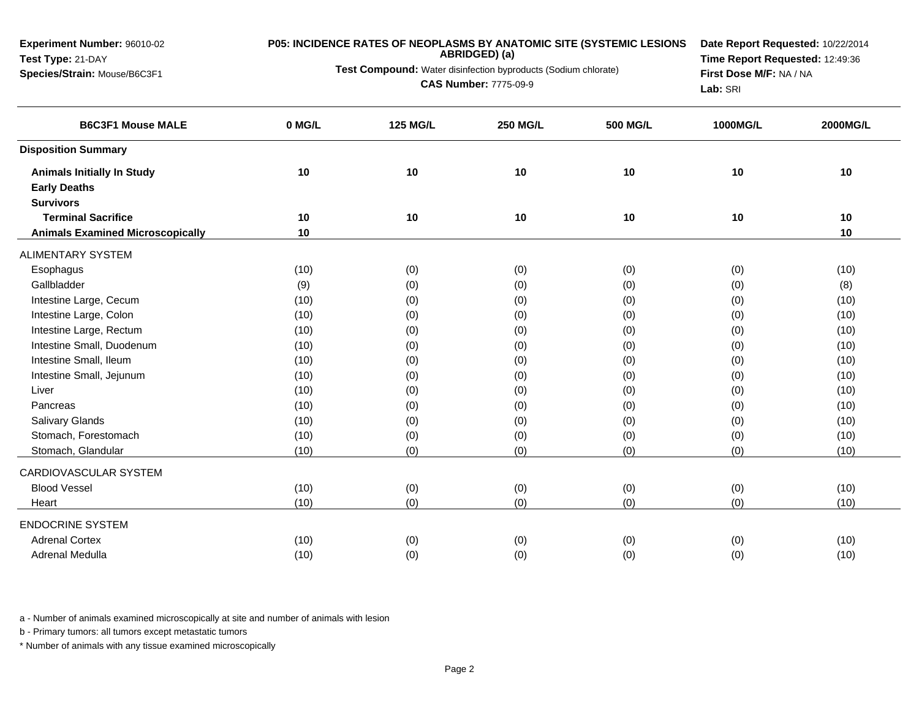**Experiment Number:** 96010-02
**Test Type:** 21-DAY
**Species/Strain:** Mouse/B6C3F1

**P05: INCIDENCE RATES OF NEOPLASMS BY ANATOMIC SITE (SYSTEMIC LESIONS ABRIDGED) (a)**

**Test Compound:** Water disinfection byproducts (Sodium chlorate)

**CAS Number:** 7775-09-9

**Date Report Requested:** 10/22/2014
**Time Report Requested:** 12:49:36
**First Dose M/F:** NA / NA
**Lab:** SRI

| B6C3F1 Mouse MALE | 0 MG/L | 125 MG/L | 250 MG/L | 500 MG/L | 1000MG/L | 2000MG/L |
|---|---|---|---|---|---|---|
| **Disposition Summary** | | | | | | |
| **Animals Initially In Study** | **10** | **10** | **10** | **10** | **10** | **10** |
| **Early Deaths** | | | | | | |
| **Survivors** | | | | | | |
| **Terminal Sacrifice** | **10** | **10** | **10** | **10** | **10** | **10** |
| **Animals Examined Microscopically** | **10** | | | | | **10** |
| ALIMENTARY SYSTEM | | | | | | |
| Esophagus | (10) | (0) | (0) | (0) | (0) | (10) |
| Gallbladder | (9) | (0) | (0) | (0) | (0) | (8) |
| Intestine Large, Cecum | (10) | (0) | (0) | (0) | (0) | (10) |
| Intestine Large, Colon | (10) | (0) | (0) | (0) | (0) | (10) |
| Intestine Large, Rectum | (10) | (0) | (0) | (0) | (0) | (10) |
| Intestine Small, Duodenum | (10) | (0) | (0) | (0) | (0) | (10) |
| Intestine Small, Ileum | (10) | (0) | (0) | (0) | (0) | (10) |
| Intestine Small, Jejunum | (10) | (0) | (0) | (0) | (0) | (10) |
| Liver | (10) | (0) | (0) | (0) | (0) | (10) |
| Pancreas | (10) | (0) | (0) | (0) | (0) | (10) |
| Salivary Glands | (10) | (0) | (0) | (0) | (0) | (10) |
| Stomach, Forestomach | (10) | (0) | (0) | (0) | (0) | (10) |
| Stomach, Glandular | (10) | (0) | (0) | (0) | (0) | (10) |
| CARDIOVASCULAR SYSTEM | | | | | | |
| Blood Vessel | (10) | (0) | (0) | (0) | (0) | (10) |
| Heart | (10) | (0) | (0) | (0) | (0) | (10) |
| ENDOCRINE SYSTEM | | | | | | |
| Adrenal Cortex | (10) | (0) | (0) | (0) | (0) | (10) |
| Adrenal Medulla | (10) | (0) | (0) | (0) | (0) | (10) |

a - Number of animals examined microscopically at site and number of animals with lesion

b - Primary tumors: all tumors except metastatic tumors

* Number of animals with any tissue examined microscopically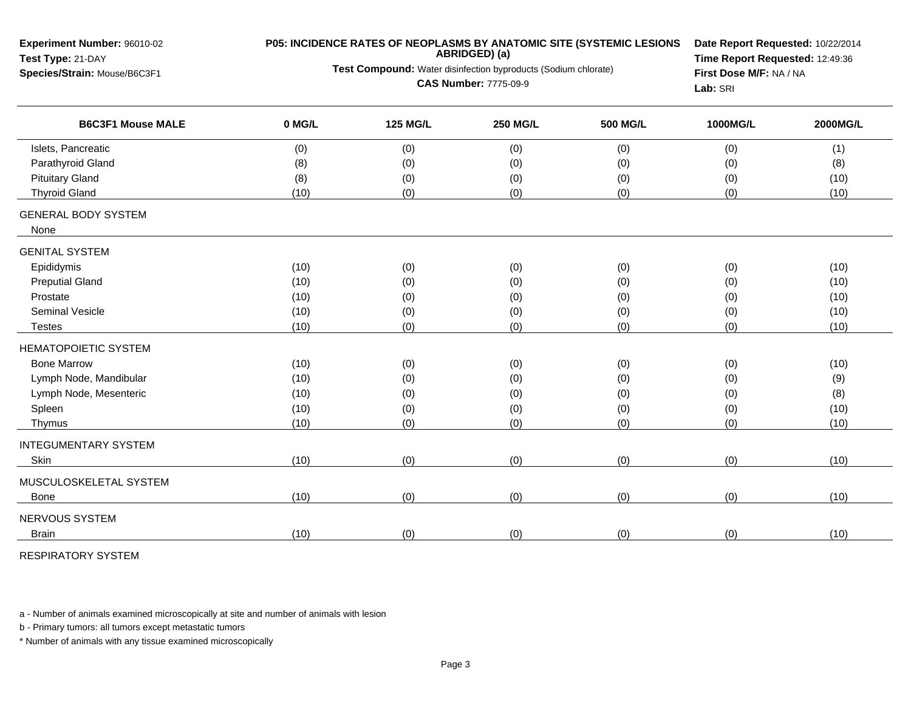**Experiment Number:** 96010-02
**Test Type:** 21-DAY
**Species/Strain:** Mouse/B6C3F1

**P05: INCIDENCE RATES OF NEOPLASMS BY ANATOMIC SITE (SYSTEMIC LESIONS ABRIDGED) (a)**
**Test Compound:** Water disinfection byproducts (Sodium chlorate)
**CAS Number:** 7775-09-9

**Date Report Requested:** 10/22/2014
**Time Report Requested:** 12:49:36
**First Dose M/F:** NA / NA
**Lab:** SRI

| B6C3F1 Mouse MALE | 0 MG/L | 125 MG/L | 250 MG/L | 500 MG/L | 1000MG/L | 2000MG/L |
|---|---|---|---|---|---|---|
| Islets, Pancreatic | (0) | (0) | (0) | (0) | (0) | (1) |
| Parathyroid Gland | (8) | (0) | (0) | (0) | (0) | (8) |
| Pituitary Gland | (8) | (0) | (0) | (0) | (0) | (10) |
| Thyroid Gland | (10) | (0) | (0) | (0) | (0) | (10) |
| GENERAL BODY SYSTEM | | | | | | |
| None | | | | | | |
| GENITAL SYSTEM | | | | | | |
| Epididymis | (10) | (0) | (0) | (0) | (0) | (10) |
| Preputial Gland | (10) | (0) | (0) | (0) | (0) | (10) |
| Prostate | (10) | (0) | (0) | (0) | (0) | (10) |
| Seminal Vesicle | (10) | (0) | (0) | (0) | (0) | (10) |
| Testes | (10) | (0) | (0) | (0) | (0) | (10) |
| HEMATOPOIETIC SYSTEM | | | | | | |
| Bone Marrow | (10) | (0) | (0) | (0) | (0) | (10) |
| Lymph Node, Mandibular | (10) | (0) | (0) | (0) | (0) | (9) |
| Lymph Node, Mesenteric | (10) | (0) | (0) | (0) | (0) | (8) |
| Spleen | (10) | (0) | (0) | (0) | (0) | (10) |
| Thymus | (10) | (0) | (0) | (0) | (0) | (10) |
| INTEGUMENTARY SYSTEM | | | | | | |
| Skin | (10) | (0) | (0) | (0) | (0) | (10) |
| MUSCULOSKELETAL SYSTEM | | | | | | |
| Bone | (10) | (0) | (0) | (0) | (0) | (10) |
| NERVOUS SYSTEM | | | | | | |
| Brain | (10) | (0) | (0) | (0) | (0) | (10) |
| RESPIRATORY SYSTEM | | | | | | |

a - Number of animals examined microscopically at site and number of animals with lesion

b - Primary tumors: all tumors except metastatic tumors

* Number of animals with any tissue examined microscopically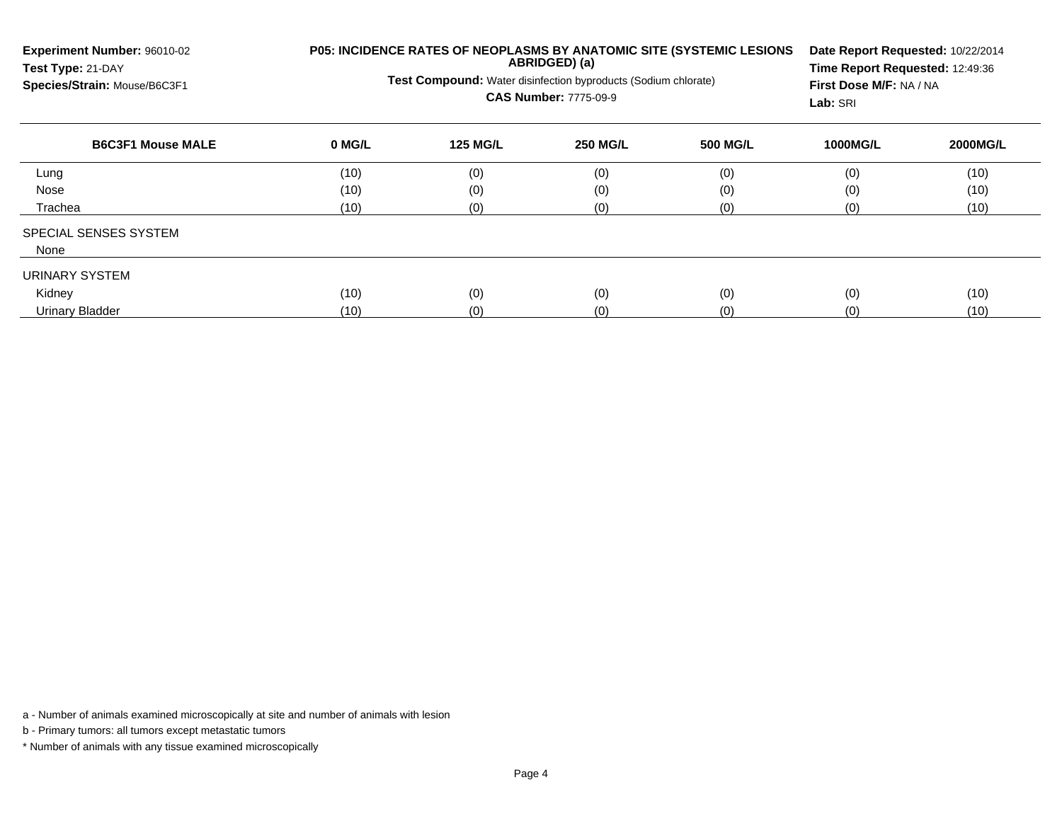**Experiment Number:** 96010-02
**Test Type:** 21-DAY
**Species/Strain:** Mouse/B6C3F1

**P05: INCIDENCE RATES OF NEOPLASMS BY ANATOMIC SITE (SYSTEMIC LESIONS ABRIDGED) (a)**

**Test Compound:** Water disinfection byproducts (Sodium chlorate)
**CAS Number:** 7775-09-9

**Date Report Requested:** 10/22/2014
**Time Report Requested:** 12:49:36
**First Dose M/F:** NA / NA
**Lab:** SRI

| B6C3F1 Mouse MALE | 0 MG/L | 125 MG/L | 250 MG/L | 500 MG/L | 1000MG/L | 2000MG/L |
|---|---|---|---|---|---|---|
| Lung | (10) | (0) | (0) | (0) | (0) | (10) |
| Nose | (10) | (0) | (0) | (0) | (0) | (10) |
| Trachea | (10) | (0) | (0) | (0) | (0) | (10) |
| SPECIAL SENSES SYSTEM | | | | | | |
| None | | | | | | |
| URINARY SYSTEM | | | | | | |
| Kidney | (10) | (0) | (0) | (0) | (0) | (10) |
| Urinary Bladder | (10) | (0) | (0) | (0) | (0) | (10) |

a - Number of animals examined microscopically at site and number of animals with lesion

b - Primary tumors: all tumors except metastatic tumors

* Number of animals with any tissue examined microscopically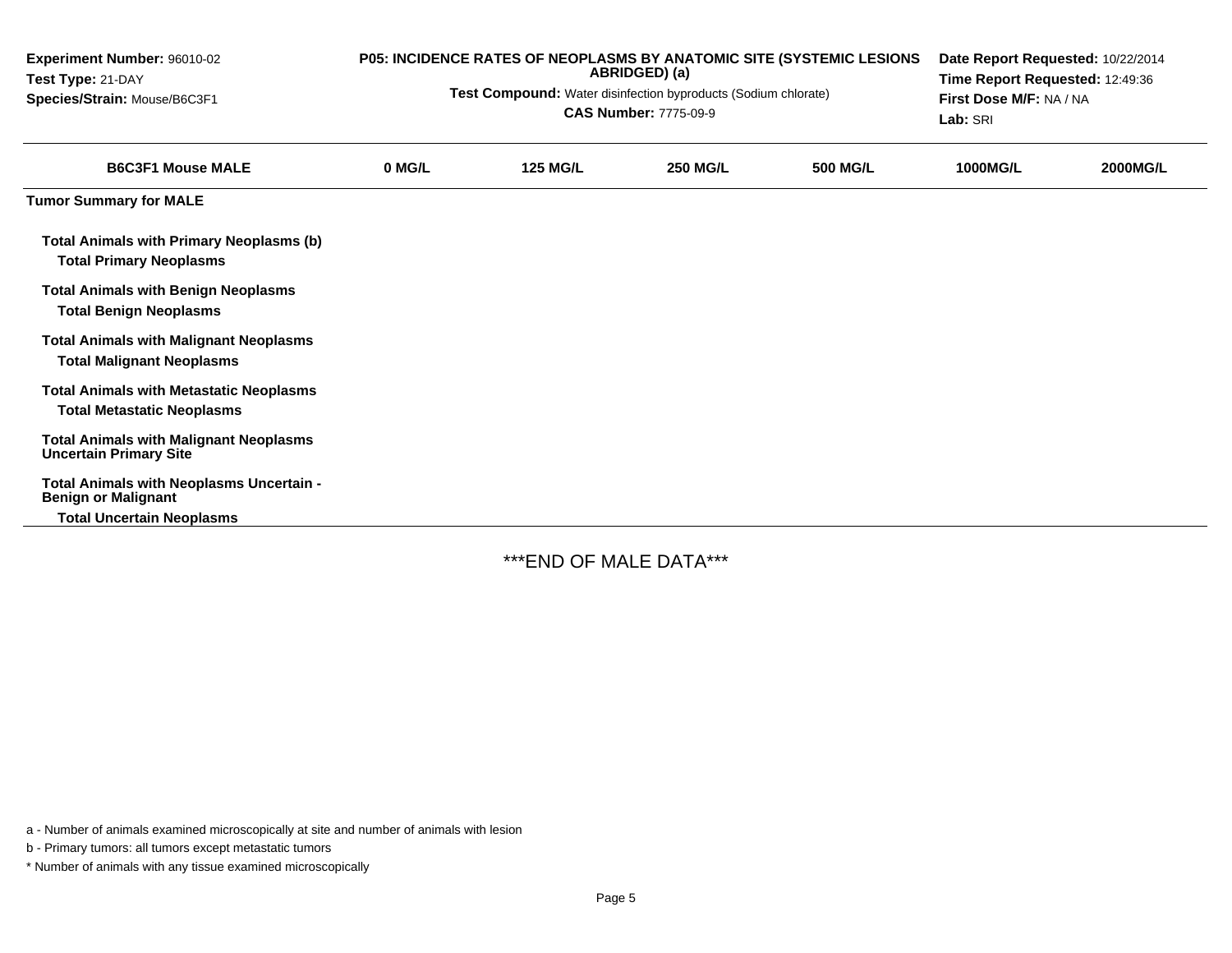**Experiment Number:** 96010-02
**Test Type:** 21-DAY
**Species/Strain:** Mouse/B6C3F1

**P05: INCIDENCE RATES OF NEOPLASMS BY ANATOMIC SITE (SYSTEMIC LESIONS ABRIDGED) (a)**

**Test Compound:** Water disinfection byproducts (Sodium chlorate)
**CAS Number:** 7775-09-9

**Date Report Requested:** 10/22/2014
**Time Report Requested:** 12:49:36
**First Dose M/F:** NA / NA
**Lab:** SRI

| B6C3F1 Mouse MALE | 0 MG/L | 125 MG/L | 250 MG/L | 500 MG/L | 1000MG/L | 2000MG/L |
|---|---|---|---|---|---|---|
| **Tumor Summary for MALE** | | | | | | |
| **Total Animals with Primary Neoplasms (b)** | | | | | | |
| **Total Primary Neoplasms** | | | | | | |
| **Total Animals with Benign Neoplasms** | | | | | | |
| **Total Benign Neoplasms** | | | | | | |
| **Total Animals with Malignant Neoplasms** | | | | | | |
| **Total Malignant Neoplasms** | | | | | | |
| **Total Animals with Metastatic Neoplasms** | | | | | | |
| **Total Metastatic Neoplasms** | | | | | | |
| **Total Animals with Malignant Neoplasms Uncertain Primary Site** | | | | | | |
| **Total Animals with Neoplasms Uncertain - Benign or Malignant** | | | | | | |
| **Total Uncertain Neoplasms** | | | | | | |

***END OF MALE DATA***

a - Number of animals examined microscopically at site and number of animals with lesion

b - Primary tumors: all tumors except metastatic tumors

* Number of animals with any tissue examined microscopically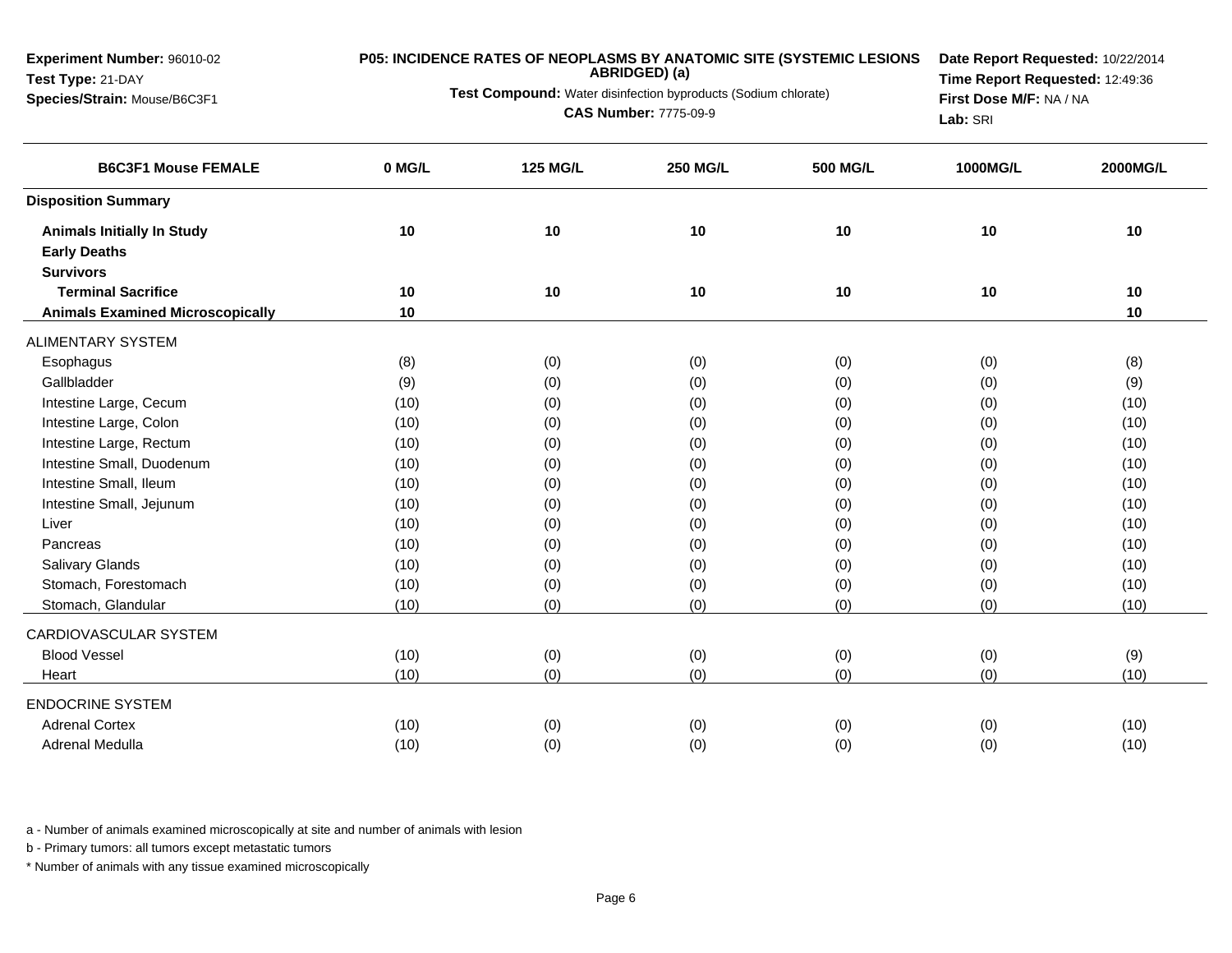**Experiment Number:** 96010-02
**Test Type:** 21-DAY
**Species/Strain:** Mouse/B6C3F1

**P05: INCIDENCE RATES OF NEOPLASMS BY ANATOMIC SITE (SYSTEMIC LESIONS ABRIDGED) (a)**

**Test Compound:** Water disinfection byproducts (Sodium chlorate)

**CAS Number:** 7775-09-9

**Date Report Requested:** 10/22/2014
**Time Report Requested:** 12:49:36
**First Dose M/F:** NA / NA
**Lab:** SRI

| B6C3F1 Mouse FEMALE | 0 MG/L | 125 MG/L | 250 MG/L | 500 MG/L | 1000MG/L | 2000MG/L |
|---|---|---|---|---|---|---|
| **Disposition Summary** | | | | | | |
| **Animals Initially In Study** | **10** | **10** | **10** | **10** | **10** | **10** |
| **Early Deaths** | | | | | | |
| **Survivors** | | | | | | |
| **Terminal Sacrifice** | **10** | **10** | **10** | **10** | **10** | **10** |
| **Animals Examined Microscopically** | **10** | | | | | **10** |
| ALIMENTARY SYSTEM | | | | | | |
| Esophagus | (8) | (0) | (0) | (0) | (0) | (8) |
| Gallbladder | (9) | (0) | (0) | (0) | (0) | (9) |
| Intestine Large, Cecum | (10) | (0) | (0) | (0) | (0) | (10) |
| Intestine Large, Colon | (10) | (0) | (0) | (0) | (0) | (10) |
| Intestine Large, Rectum | (10) | (0) | (0) | (0) | (0) | (10) |
| Intestine Small, Duodenum | (10) | (0) | (0) | (0) | (0) | (10) |
| Intestine Small, Ileum | (10) | (0) | (0) | (0) | (0) | (10) |
| Intestine Small, Jejunum | (10) | (0) | (0) | (0) | (0) | (10) |
| Liver | (10) | (0) | (0) | (0) | (0) | (10) |
| Pancreas | (10) | (0) | (0) | (0) | (0) | (10) |
| Salivary Glands | (10) | (0) | (0) | (0) | (0) | (10) |
| Stomach, Forestomach | (10) | (0) | (0) | (0) | (0) | (10) |
| Stomach, Glandular | (10) | (0) | (0) | (0) | (0) | (10) |
| CARDIOVASCULAR SYSTEM | | | | | | |
| Blood Vessel | (10) | (0) | (0) | (0) | (0) | (9) |
| Heart | (10) | (0) | (0) | (0) | (0) | (10) |
| ENDOCRINE SYSTEM | | | | | | |
| Adrenal Cortex | (10) | (0) | (0) | (0) | (0) | (10) |
| Adrenal Medulla | (10) | (0) | (0) | (0) | (0) | (10) |

a - Number of animals examined microscopically at site and number of animals with lesion

b - Primary tumors: all tumors except metastatic tumors

* Number of animals with any tissue examined microscopically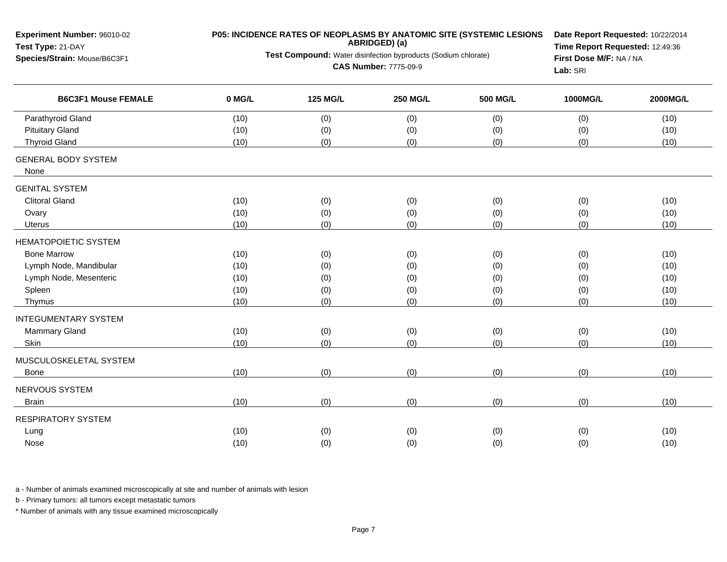**Experiment Number:** 96010-02
**Test Type:** 21-DAY
**Species/Strain:** Mouse/B6C3F1

**P05: INCIDENCE RATES OF NEOPLASMS BY ANATOMIC SITE (SYSTEMIC LESIONS ABRIDGED) (a)**

**Test Compound:** Water disinfection byproducts (Sodium chlorate)
**CAS Number:** 7775-09-9

**Date Report Requested:** 10/22/2014
**Time Report Requested:** 12:49:36
**First Dose M/F:** NA / NA
**Lab:** SRI

| B6C3F1 Mouse FEMALE | 0 MG/L | 125 MG/L | 250 MG/L | 500 MG/L | 1000MG/L | 2000MG/L |
|---|---|---|---|---|---|---|
| Parathyroid Gland | (10) | (0) | (0) | (0) | (0) | (10) |
| Pituitary Gland | (10) | (0) | (0) | (0) | (0) | (10) |
| Thyroid Gland | (10) | (0) | (0) | (0) | (0) | (10) |
| GENERAL BODY SYSTEM | | | | | | |
| None | | | | | | |
| GENITAL SYSTEM | | | | | | |
| Clitoral Gland | (10) | (0) | (0) | (0) | (0) | (10) |
| Ovary | (10) | (0) | (0) | (0) | (0) | (10) |
| Uterus | (10) | (0) | (0) | (0) | (0) | (10) |
| HEMATOPOIETIC SYSTEM | | | | | | |
| Bone Marrow | (10) | (0) | (0) | (0) | (0) | (10) |
| Lymph Node, Mandibular | (10) | (0) | (0) | (0) | (0) | (10) |
| Lymph Node, Mesenteric | (10) | (0) | (0) | (0) | (0) | (10) |
| Spleen | (10) | (0) | (0) | (0) | (0) | (10) |
| Thymus | (10) | (0) | (0) | (0) | (0) | (10) |
| INTEGUMENTARY SYSTEM | | | | | | |
| Mammary Gland | (10) | (0) | (0) | (0) | (0) | (10) |
| Skin | (10) | (0) | (0) | (0) | (0) | (10) |
| MUSCULOSKELETAL SYSTEM | | | | | | |
| Bone | (10) | (0) | (0) | (0) | (0) | (10) |
| NERVOUS SYSTEM | | | | | | |
| Brain | (10) | (0) | (0) | (0) | (0) | (10) |
| RESPIRATORY SYSTEM | | | | | | |
| Lung | (10) | (0) | (0) | (0) | (0) | (10) |
| Nose | (10) | (0) | (0) | (0) | (0) | (10) |

a - Number of animals examined microscopically at site and number of animals with lesion

b - Primary tumors: all tumors except metastatic tumors

* Number of animals with any tissue examined microscopically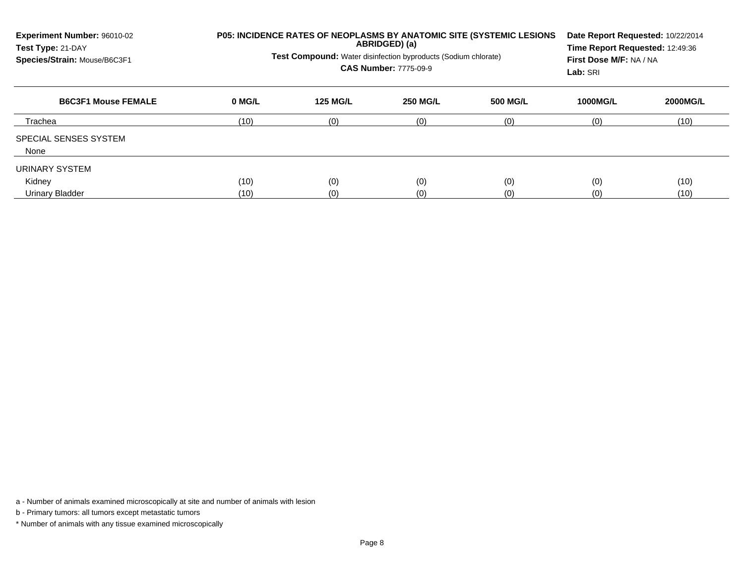**Experiment Number:** 96010-02
**Test Type:** 21-DAY
**Species/Strain:** Mouse/B6C3F1

**P05: INCIDENCE RATES OF NEOPLASMS BY ANATOMIC SITE (SYSTEMIC LESIONS ABRIDGED) (a)**

**Test Compound:** Water disinfection byproducts (Sodium chlorate)
**CAS Number:** 7775-09-9

**Date Report Requested:** 10/22/2014
**Time Report Requested:** 12:49:36
**First Dose M/F:** NA / NA
**Lab:** SRI

| B6C3F1 Mouse FEMALE | 0 MG/L | 125 MG/L | 250 MG/L | 500 MG/L | 1000MG/L | 2000MG/L |
|---|---|---|---|---|---|---|
| Trachea | (10) | (0) | (0) | (0) | (0) | (10) |
| SPECIAL SENSES SYSTEM | | | | | | |
| None | | | | | | |
| URINARY SYSTEM | | | | | | |
| Kidney | (10) | (0) | (0) | (0) | (0) | (10) |
| Urinary Bladder | (10) | (0) | (0) | (0) | (0) | (10) |

a - Number of animals examined microscopically at site and number of animals with lesion

b - Primary tumors: all tumors except metastatic tumors

* Number of animals with any tissue examined microscopically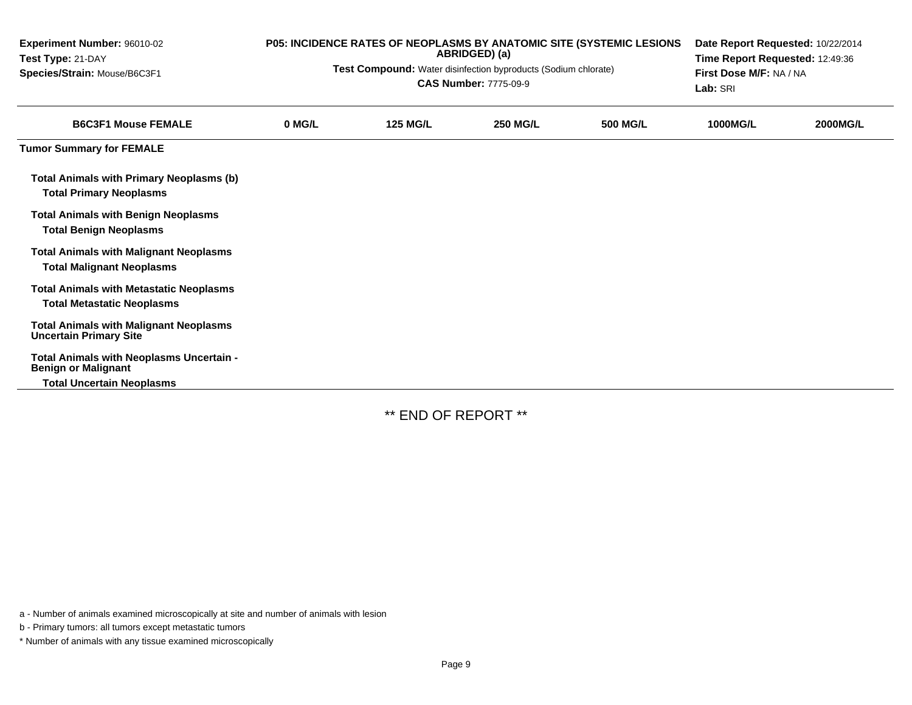Experiment Number: 96010-02
Test Type: 21-DAY
Species/Strain: Mouse/B6C3F1

**P05: INCIDENCE RATES OF NEOPLASMS BY ANATOMIC SITE (SYSTEMIC LESIONS ABRIDGED) (a)**

**Test Compound:** Water disinfection byproducts (Sodium chlorate)
**CAS Number:** 7775-09-9

Date Report Requested: 10/22/2014
Time Report Requested: 12:49:36
First Dose M/F: NA / NA
Lab: SRI

| B6C3F1 Mouse FEMALE | 0 MG/L | 125 MG/L | 250 MG/L | 500 MG/L | 1000MG/L | 2000MG/L |
|---|---|---|---|---|---|---|
| **Tumor Summary for FEMALE** | | | | | | |
| **Total Animals with Primary Neoplasms (b)** | | | | | | |
| **Total Primary Neoplasms** | | | | | | |
| **Total Animals with Benign Neoplasms** | | | | | | |
| **Total Benign Neoplasms** | | | | | | |
| **Total Animals with Malignant Neoplasms** | | | | | | |
| **Total Malignant Neoplasms** | | | | | | |
| **Total Animals with Metastatic Neoplasms** | | | | | | |
| **Total Metastatic Neoplasms** | | | | | | |
| **Total Animals with Malignant Neoplasms Uncertain Primary Site** | | | | | | |
| **Total Animals with Neoplasms Uncertain - Benign or Malignant** | | | | | | |
| **Total Uncertain Neoplasms** | | | | | | |

** END OF REPORT **

a - Number of animals examined microscopically at site and number of animals with lesion

b - Primary tumors: all tumors except metastatic tumors

* Number of animals with any tissue examined microscopically